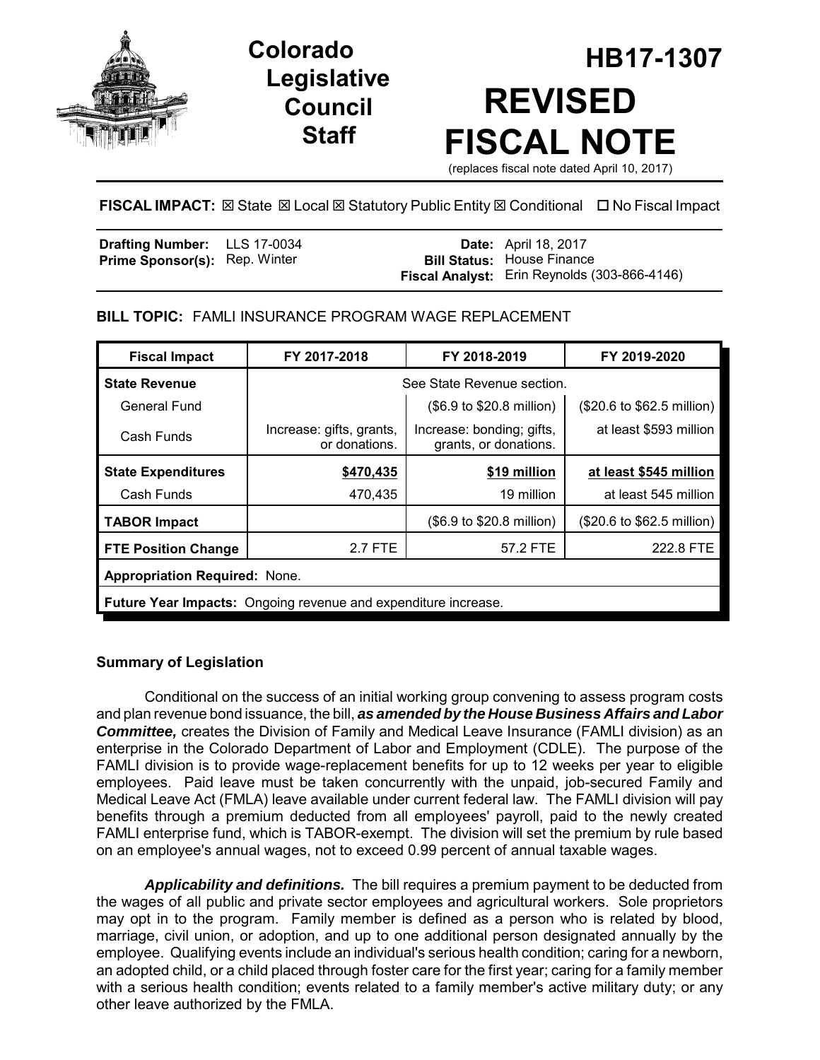# Colorado Legislative Council Staff

# HB17-1307

# REVISED FISCAL NOTE

(replaces fiscal note dated April 10, 2017)

**FISCAL IMPACT:** ☒ State ☒ Local ☒ Statutory Public Entity ☒ Conditional ☐ No Fiscal Impact

| | | | |
|---|---|---|---|
| **Drafting Number:** | LLS 17-0034 | **Date:** | April 18, 2017 |
| **Prime Sponsor(s):** | Rep. Winter | **Bill Status:** | House Finance |
| | | **Fiscal Analyst:** | Erin Reynolds (303-866-4146) |

**BILL TOPIC:** FAMLI INSURANCE PROGRAM WAGE REPLACEMENT

| Fiscal Impact | FY 2017-2018 | FY 2018-2019 | FY 2019-2020 |
|---|---|---|---|
| **State Revenue** | See State Revenue section. | | |
| General Fund | | ($6.9 to $20.8 million) | ($20.6 to $62.5 million) |
| Cash Funds | Increase: gifts, grants, or donations. | Increase: bonding; gifts, grants, or donations. | at least $593 million |
| **State Expenditures** | **$470,435** | **$19 million** | **at least $545 million** |
| Cash Funds | 470,435 | 19 million | at least 545 million |
| **TABOR Impact** | | ($6.9 to $20.8 million) | ($20.6 to $62.5 million) |
| **FTE Position Change** | 2.7 FTE | 57.2 FTE | 222.8 FTE |
| **Appropriation Required:** None. | | | |
| **Future Year Impacts:** Ongoing revenue and expenditure increase. | | | |

## Summary of Legislation

Conditional on the success of an initial working group convening to assess program costs and plan revenue bond issuance, the bill, ***as amended by the House Business Affairs and Labor Committee,*** creates the Division of Family and Medical Leave Insurance (FAMLI division) as an enterprise in the Colorado Department of Labor and Employment (CDLE). The purpose of the FAMLI division is to provide wage-replacement benefits for up to 12 weeks per year to eligible employees. Paid leave must be taken concurrently with the unpaid, job-secured Family and Medical Leave Act (FMLA) leave available under current federal law. The FAMLI division will pay benefits through a premium deducted from all employees' payroll, paid to the newly created FAMLI enterprise fund, which is TABOR-exempt. The division will set the premium by rule based on an employee's annual wages, not to exceed 0.99 percent of annual taxable wages.

***Applicability and definitions.*** The bill requires a premium payment to be deducted from the wages of all public and private sector employees and agricultural workers. Sole proprietors may opt in to the program. Family member is defined as a person who is related by blood, marriage, civil union, or adoption, and up to one additional person designated annually by the employee. Qualifying events include an individual's serious health condition; caring for a newborn, an adopted child, or a child placed through foster care for the first year; caring for a family member with a serious health condition; events related to a family member's active military duty; or any other leave authorized by the FMLA.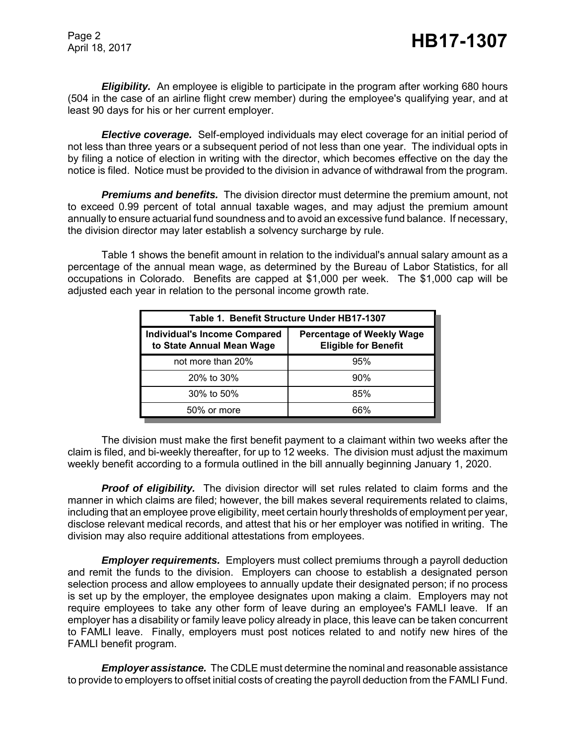***Eligibility.*** An employee is eligible to participate in the program after working 680 hours (504 in the case of an airline flight crew member) during the employee's qualifying year, and at least 90 days for his or her current employer.

***Elective coverage.*** Self-employed individuals may elect coverage for an initial period of not less than three years or a subsequent period of not less than one year. The individual opts in by filing a notice of election in writing with the director, which becomes effective on the day the notice is filed. Notice must be provided to the division in advance of withdrawal from the program.

***Premiums and benefits.*** The division director must determine the premium amount, not to exceed 0.99 percent of total annual taxable wages, and may adjust the premium amount annually to ensure actuarial fund soundness and to avoid an excessive fund balance. If necessary, the division director may later establish a solvency surcharge by rule.

Table 1 shows the benefit amount in relation to the individual's annual salary amount as a percentage of the annual mean wage, as determined by the Bureau of Labor Statistics, for all occupations in Colorado. Benefits are capped at $1,000 per week. The $1,000 cap will be adjusted each year in relation to the personal income growth rate.

**Table 1. Benefit Structure Under HB17-1307**

| Individual's Income Compared to State Annual Mean Wage | Percentage of Weekly Wage Eligible for Benefit |
|---|---|
| not more than 20% | 95% |
| 20% to 30% | 90% |
| 30% to 50% | 85% |
| 50% or more | 66% |

The division must make the first benefit payment to a claimant within two weeks after the claim is filed, and bi-weekly thereafter, for up to 12 weeks. The division must adjust the maximum weekly benefit according to a formula outlined in the bill annually beginning January 1, 2020.

***Proof of eligibility.*** The division director will set rules related to claim forms and the manner in which claims are filed; however, the bill makes several requirements related to claims, including that an employee prove eligibility, meet certain hourly thresholds of employment per year, disclose relevant medical records, and attest that his or her employer was notified in writing. The division may also require additional attestations from employees.

***Employer requirements.*** Employers must collect premiums through a payroll deduction and remit the funds to the division. Employers can choose to establish a designated person selection process and allow employees to annually update their designated person; if no process is set up by the employer, the employee designates upon making a claim. Employers may not require employees to take any other form of leave during an employee's FAMLI leave. If an employer has a disability or family leave policy already in place, this leave can be taken concurrent to FAMLI leave. Finally, employers must post notices related to and notify new hires of the FAMLI benefit program.

***Employer assistance.*** The CDLE must determine the nominal and reasonable assistance to provide to employers to offset initial costs of creating the payroll deduction from the FAMLI Fund.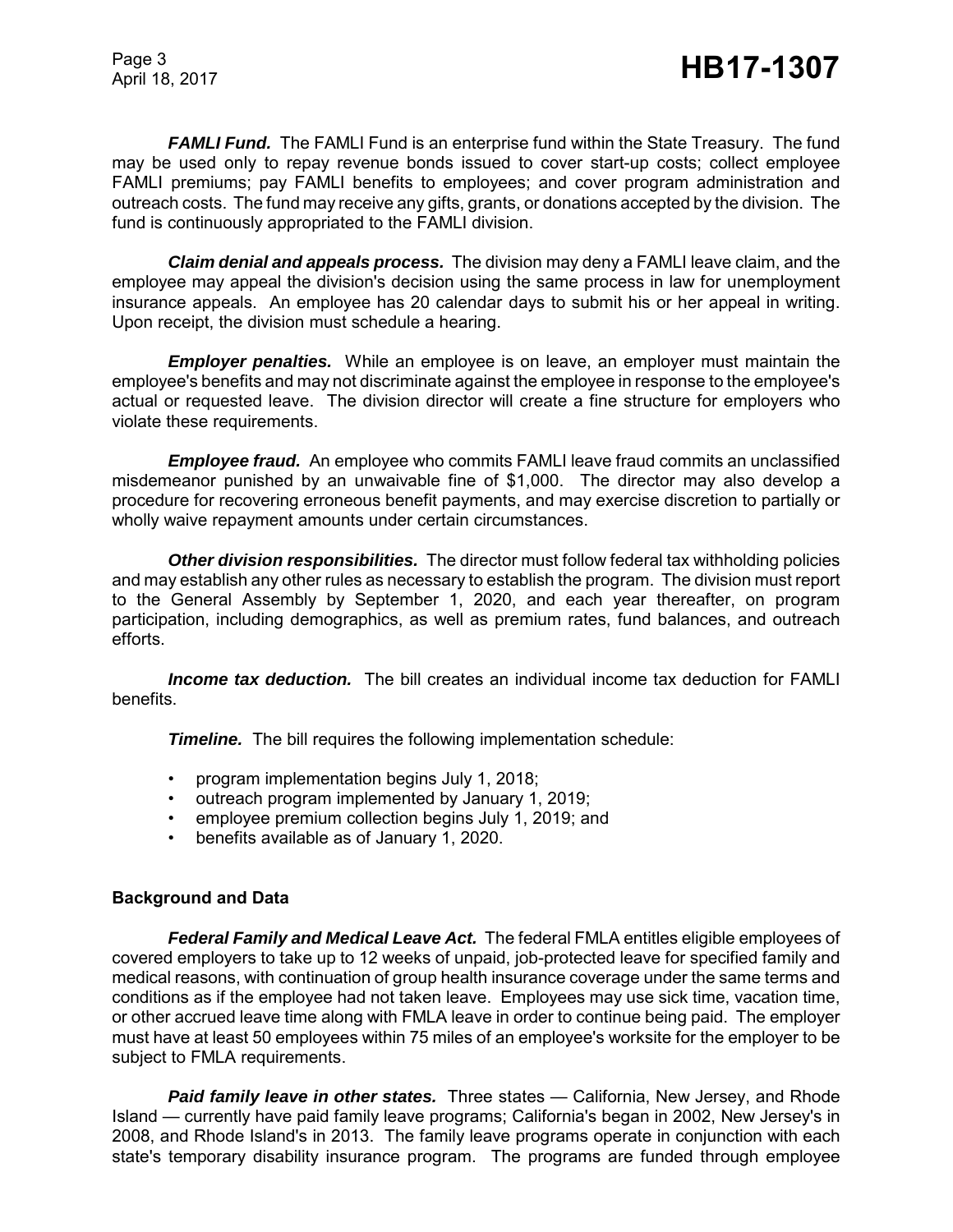***FAMLI Fund.*** The FAMLI Fund is an enterprise fund within the State Treasury. The fund may be used only to repay revenue bonds issued to cover start-up costs; collect employee FAMLI premiums; pay FAMLI benefits to employees; and cover program administration and outreach costs. The fund may receive any gifts, grants, or donations accepted by the division. The fund is continuously appropriated to the FAMLI division.

***Claim denial and appeals process.*** The division may deny a FAMLI leave claim, and the employee may appeal the division's decision using the same process in law for unemployment insurance appeals. An employee has 20 calendar days to submit his or her appeal in writing. Upon receipt, the division must schedule a hearing.

***Employer penalties.*** While an employee is on leave, an employer must maintain the employee's benefits and may not discriminate against the employee in response to the employee's actual or requested leave. The division director will create a fine structure for employers who violate these requirements.

***Employee fraud.*** An employee who commits FAMLI leave fraud commits an unclassified misdemeanor punished by an unwaivable fine of $1,000. The director may also develop a procedure for recovering erroneous benefit payments, and may exercise discretion to partially or wholly waive repayment amounts under certain circumstances.

***Other division responsibilities.*** The director must follow federal tax withholding policies and may establish any other rules as necessary to establish the program. The division must report to the General Assembly by September 1, 2020, and each year thereafter, on program participation, including demographics, as well as premium rates, fund balances, and outreach efforts.

***Income tax deduction.*** The bill creates an individual income tax deduction for FAMLI benefits.

***Timeline.*** The bill requires the following implementation schedule:

- program implementation begins July 1, 2018;
- outreach program implemented by January 1, 2019;
- employee premium collection begins July 1, 2019; and
- benefits available as of January 1, 2020.

**Background and Data**

***Federal Family and Medical Leave Act.*** The federal FMLA entitles eligible employees of covered employers to take up to 12 weeks of unpaid, job-protected leave for specified family and medical reasons, with continuation of group health insurance coverage under the same terms and conditions as if the employee had not taken leave. Employees may use sick time, vacation time, or other accrued leave time along with FMLA leave in order to continue being paid. The employer must have at least 50 employees within 75 miles of an employee's worksite for the employer to be subject to FMLA requirements.

***Paid family leave in other states.*** Three states — California, New Jersey, and Rhode Island — currently have paid family leave programs; California's began in 2002, New Jersey's in 2008, and Rhode Island's in 2013. The family leave programs operate in conjunction with each state's temporary disability insurance program. The programs are funded through employee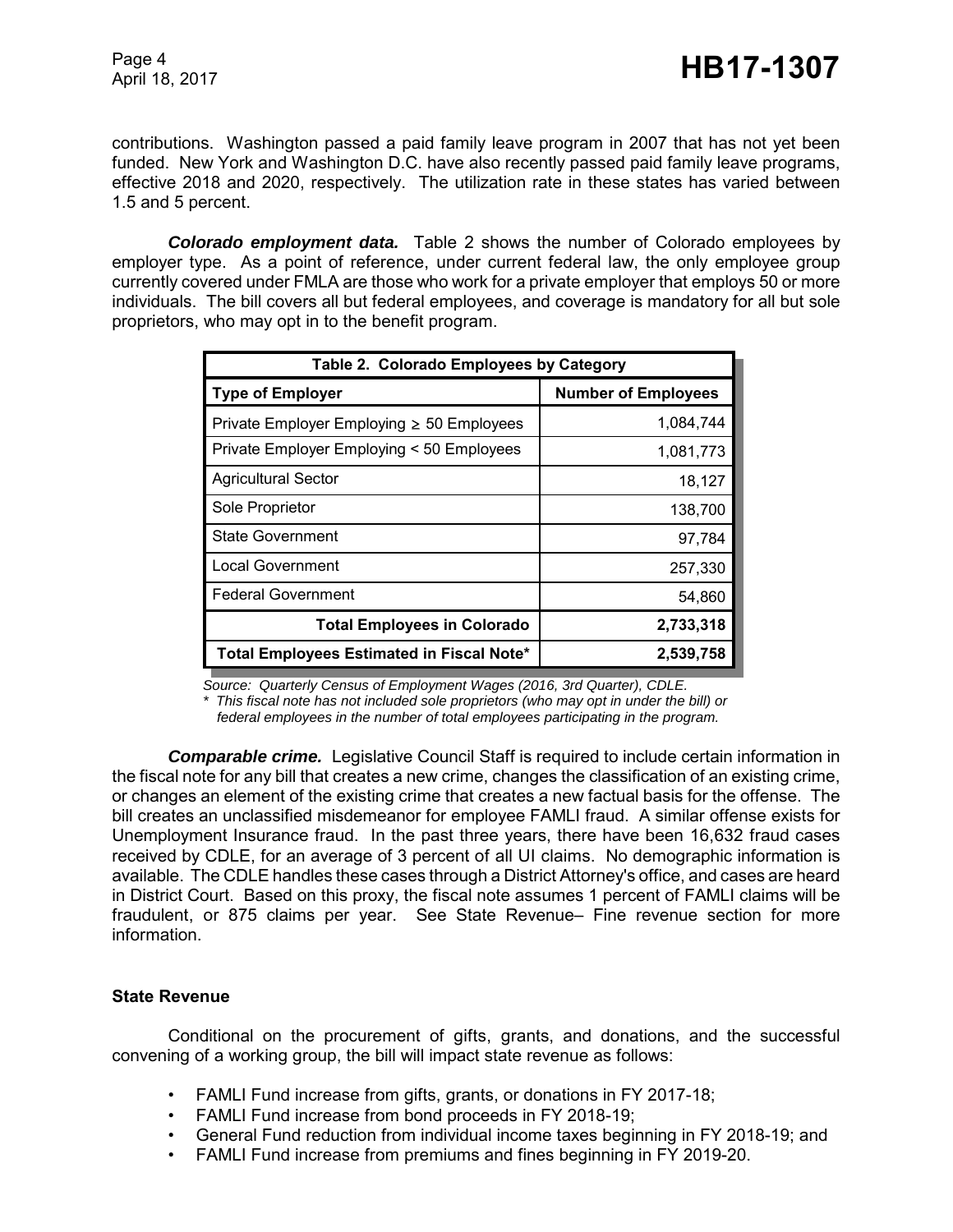contributions. Washington passed a paid family leave program in 2007 that has not yet been funded. New York and Washington D.C. have also recently passed paid family leave programs, effective 2018 and 2020, respectively. The utilization rate in these states has varied between 1.5 and 5 percent.

***Colorado employment data.*** Table 2 shows the number of Colorado employees by employer type. As a point of reference, under current federal law, the only employee group currently covered under FMLA are those who work for a private employer that employs 50 or more individuals. The bill covers all but federal employees, and coverage is mandatory for all but sole proprietors, who may opt in to the benefit program.

| Table 2. Colorado Employees by Category | |
|---|---|
| **Type of Employer** | **Number of Employees** |
| Private Employer Employing ≥ 50 Employees | 1,084,744 |
| Private Employer Employing < 50 Employees | 1,081,773 |
| Agricultural Sector | 18,127 |
| Sole Proprietor | 138,700 |
| State Government | 97,784 |
| Local Government | 257,330 |
| Federal Government | 54,860 |
| **Total Employees in Colorado** | **2,733,318** |
| **Total Employees Estimated in Fiscal Note*** | **2,539,758** |

*Source: Quarterly Census of Employment Wages (2016, 3rd Quarter), CDLE.*
*\* This fiscal note has not included sole proprietors (who may opt in under the bill) or federal employees in the number of total employees participating in the program.*

***Comparable crime.*** Legislative Council Staff is required to include certain information in the fiscal note for any bill that creates a new crime, changes the classification of an existing crime, or changes an element of the existing crime that creates a new factual basis for the offense. The bill creates an unclassified misdemeanor for employee FAMLI fraud. A similar offense exists for Unemployment Insurance fraud. In the past three years, there have been 16,632 fraud cases received by CDLE, for an average of 3 percent of all UI claims. No demographic information is available. The CDLE handles these cases through a District Attorney's office, and cases are heard in District Court. Based on this proxy, the fiscal note assumes 1 percent of FAMLI claims will be fraudulent, or 875 claims per year. See State Revenue– Fine revenue section for more information.

## State Revenue

Conditional on the procurement of gifts, grants, and donations, and the successful convening of a working group, the bill will impact state revenue as follows:

- FAMLI Fund increase from gifts, grants, or donations in FY 2017-18;
- FAMLI Fund increase from bond proceeds in FY 2018-19;
- General Fund reduction from individual income taxes beginning in FY 2018-19; and
- FAMLI Fund increase from premiums and fines beginning in FY 2019-20.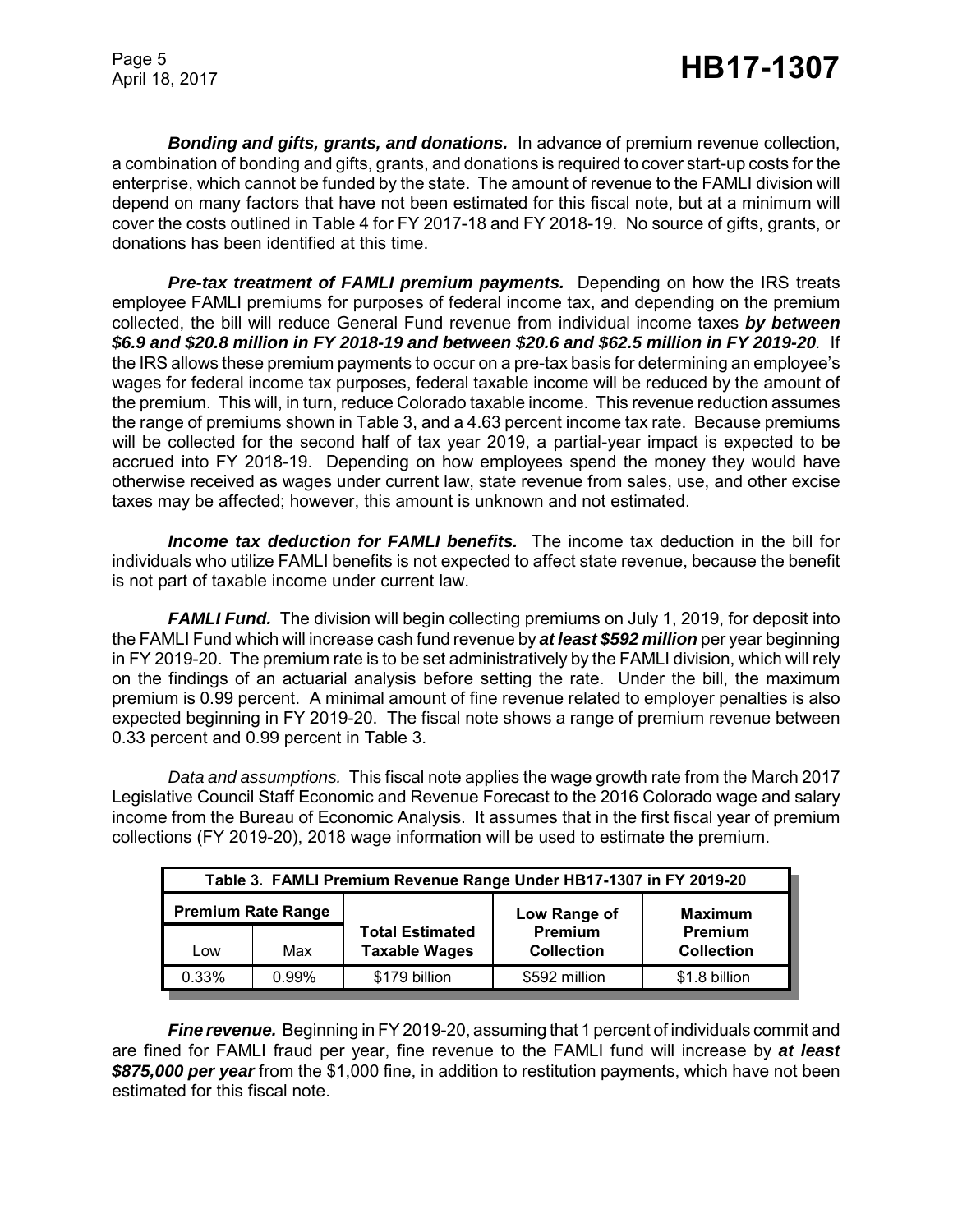***Bonding and gifts, grants, and donations.*** In advance of premium revenue collection, a combination of bonding and gifts, grants, and donations is required to cover start-up costs for the enterprise, which cannot be funded by the state. The amount of revenue to the FAMLI division will depend on many factors that have not been estimated for this fiscal note, but at a minimum will cover the costs outlined in Table 4 for FY 2017-18 and FY 2018-19. No source of gifts, grants, or donations has been identified at this time.

***Pre-tax treatment of FAMLI premium payments.*** Depending on how the IRS treats employee FAMLI premiums for purposes of federal income tax, and depending on the premium collected, the bill will reduce General Fund revenue from individual income taxes ***by between $6.9 and $20.8 million in FY 2018-19 and between $20.6 and $62.5 million in FY 2019-20***. If the IRS allows these premium payments to occur on a pre-tax basis for determining an employee's wages for federal income tax purposes, federal taxable income will be reduced by the amount of the premium. This will, in turn, reduce Colorado taxable income. This revenue reduction assumes the range of premiums shown in Table 3, and a 4.63 percent income tax rate. Because premiums will be collected for the second half of tax year 2019, a partial-year impact is expected to be accrued into FY 2018-19. Depending on how employees spend the money they would have otherwise received as wages under current law, state revenue from sales, use, and other excise taxes may be affected; however, this amount is unknown and not estimated.

***Income tax deduction for FAMLI benefits.*** The income tax deduction in the bill for individuals who utilize FAMLI benefits is not expected to affect state revenue, because the benefit is not part of taxable income under current law.

***FAMLI Fund.*** The division will begin collecting premiums on July 1, 2019, for deposit into the FAMLI Fund which will increase cash fund revenue by ***at least $592 million*** per year beginning in FY 2019-20. The premium rate is to be set administratively by the FAMLI division, which will rely on the findings of an actuarial analysis before setting the rate. Under the bill, the maximum premium is 0.99 percent. A minimal amount of fine revenue related to employer penalties is also expected beginning in FY 2019-20. The fiscal note shows a range of premium revenue between 0.33 percent and 0.99 percent in Table 3.

*Data and assumptions.* This fiscal note applies the wage growth rate from the March 2017 Legislative Council Staff Economic and Revenue Forecast to the 2016 Colorado wage and salary income from the Bureau of Economic Analysis. It assumes that in the first fiscal year of premium collections (FY 2019-20), 2018 wage information will be used to estimate the premium.

**Table 3. FAMLI Premium Revenue Range Under HB17-1307 in FY 2019-20**

| Premium Rate Range | | Total Estimated Taxable Wages | Low Range of Premium Collection | Maximum Premium Collection |
|---|---|---|---|---|
| Low | Max | | | |
| 0.33% | 0.99% | $179 billion | $592 million | $1.8 billion |

***Fine revenue.*** Beginning in FY 2019-20, assuming that 1 percent of individuals commit and are fined for FAMLI fraud per year, fine revenue to the FAMLI fund will increase by ***at least $875,000 per year*** from the $1,000 fine, in addition to restitution payments, which have not been estimated for this fiscal note.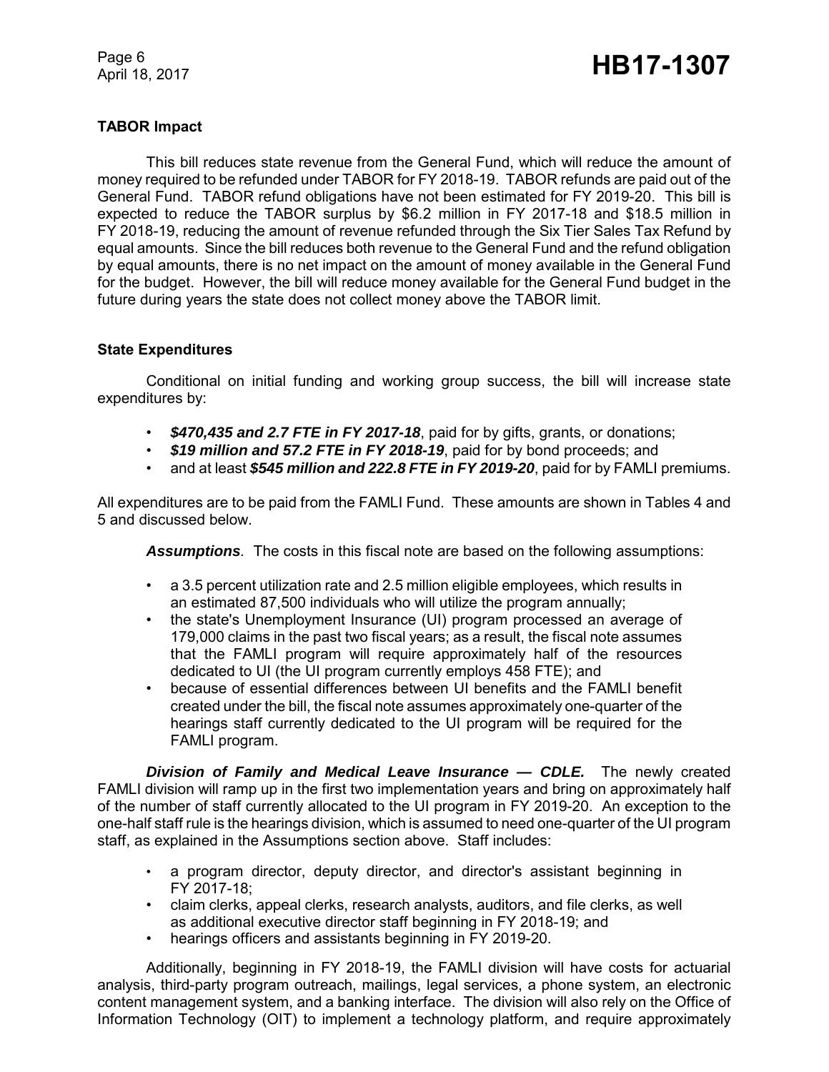**TABOR Impact**

This bill reduces state revenue from the General Fund, which will reduce the amount of money required to be refunded under TABOR for FY 2018-19. TABOR refunds are paid out of the General Fund. TABOR refund obligations have not been estimated for FY 2019-20. This bill is expected to reduce the TABOR surplus by $6.2 million in FY 2017-18 and $18.5 million in FY 2018-19, reducing the amount of revenue refunded through the Six Tier Sales Tax Refund by equal amounts. Since the bill reduces both revenue to the General Fund and the refund obligation by equal amounts, there is no net impact on the amount of money available in the General Fund for the budget. However, the bill will reduce money available for the General Fund budget in the future during years the state does not collect money above the TABOR limit.

**State Expenditures**

Conditional on initial funding and working group success, the bill will increase state expenditures by:

- ***$470,435 and 2.7 FTE in FY 2017-18***, paid for by gifts, grants, or donations;
- ***$19 million and 57.2 FTE in FY 2018-19***, paid for by bond proceeds; and
- and at least ***$545 million and 222.8 FTE in FY 2019-20***, paid for by FAMLI premiums.

All expenditures are to be paid from the FAMLI Fund. These amounts are shown in Tables 4 and 5 and discussed below.

***Assumptions***. The costs in this fiscal note are based on the following assumptions:

- a 3.5 percent utilization rate and 2.5 million eligible employees, which results in an estimated 87,500 individuals who will utilize the program annually;
- the state's Unemployment Insurance (UI) program processed an average of 179,000 claims in the past two fiscal years; as a result, the fiscal note assumes that the FAMLI program will require approximately half of the resources dedicated to UI (the UI program currently employs 458 FTE); and
- because of essential differences between UI benefits and the FAMLI benefit created under the bill, the fiscal note assumes approximately one-quarter of the hearings staff currently dedicated to the UI program will be required for the FAMLI program.

***Division of Family and Medical Leave Insurance — CDLE.*** The newly created FAMLI division will ramp up in the first two implementation years and bring on approximately half of the number of staff currently allocated to the UI program in FY 2019-20. An exception to the one-half staff rule is the hearings division, which is assumed to need one-quarter of the UI program staff, as explained in the Assumptions section above. Staff includes:

- a program director, deputy director, and director's assistant beginning in FY 2017-18;
- claim clerks, appeal clerks, research analysts, auditors, and file clerks, as well as additional executive director staff beginning in FY 2018-19; and
- hearings officers and assistants beginning in FY 2019-20.

Additionally, beginning in FY 2018-19, the FAMLI division will have costs for actuarial analysis, third-party program outreach, mailings, legal services, a phone system, an electronic content management system, and a banking interface. The division will also rely on the Office of Information Technology (OIT) to implement a technology platform, and require approximately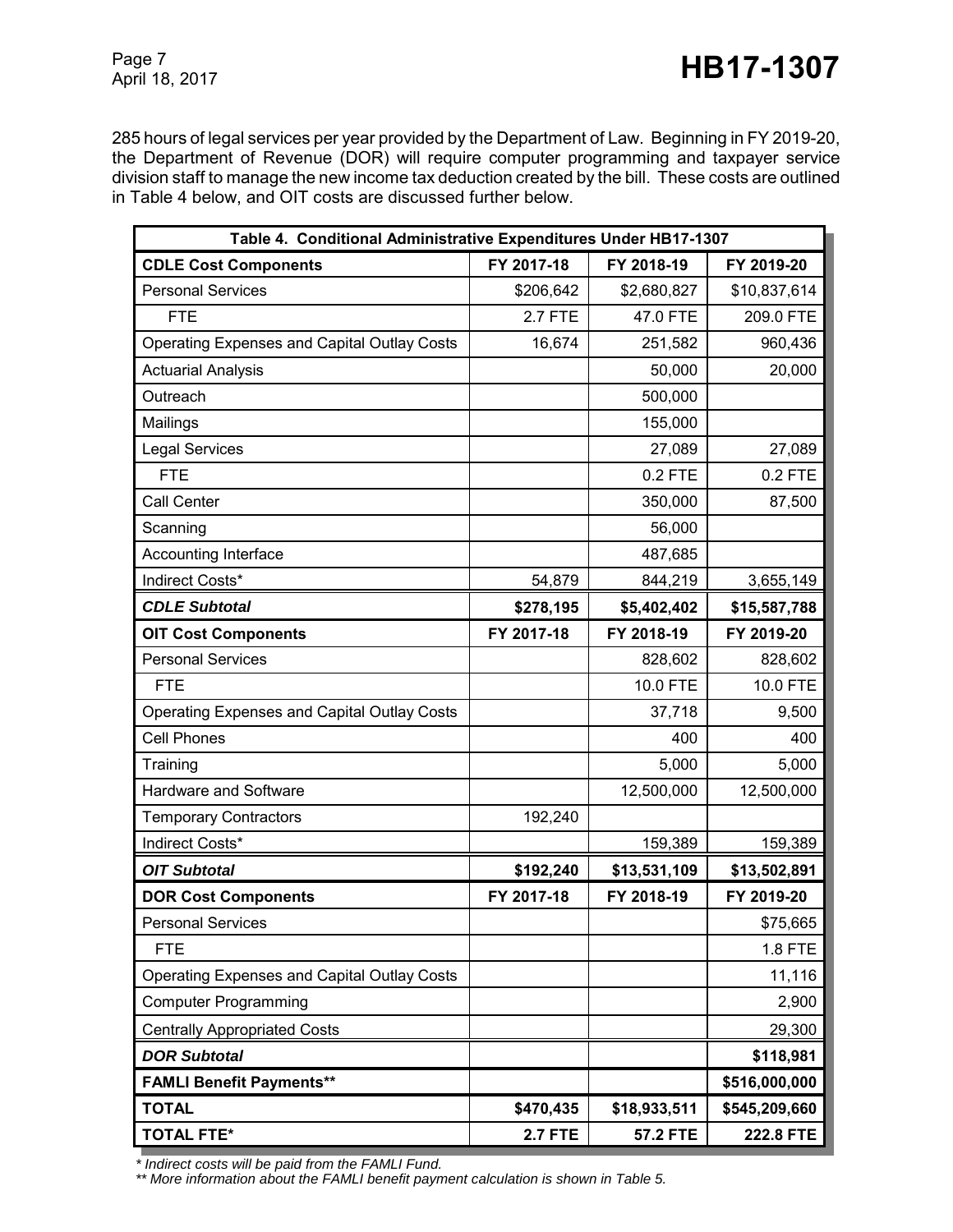285 hours of legal services per year provided by the Department of Law. Beginning in FY 2019-20, the Department of Revenue (DOR) will require computer programming and taxpayer service division staff to manage the new income tax deduction created by the bill. These costs are outlined in Table 4 below, and OIT costs are discussed further below.

| Table 4. Conditional Administrative Expenditures Under HB17-1307 | | | |
|---|---|---|---|
| **CDLE Cost Components** | **FY 2017-18** | **FY 2018-19** | **FY 2019-20** |
| Personal Services | $206,642 | $2,680,827 | $10,837,614 |
| FTE | 2.7 FTE | 47.0 FTE | 209.0 FTE |
| Operating Expenses and Capital Outlay Costs | 16,674 | 251,582 | 960,436 |
| Actuarial Analysis | | 50,000 | 20,000 |
| Outreach | | 500,000 | |
| Mailings | | 155,000 | |
| Legal Services | | 27,089 | 27,089 |
| FTE | | 0.2 FTE | 0.2 FTE |
| Call Center | | 350,000 | 87,500 |
| Scanning | | 56,000 | |
| Accounting Interface | | 487,685 | |
| Indirect Costs* | 54,879 | 844,219 | 3,655,149 |
| ***CDLE Subtotal*** | **$278,195** | **$5,402,402** | **$15,587,788** |
| **OIT Cost Components** | **FY 2017-18** | **FY 2018-19** | **FY 2019-20** |
| Personal Services | | 828,602 | 828,602 |
| FTE | | 10.0 FTE | 10.0 FTE |
| Operating Expenses and Capital Outlay Costs | | 37,718 | 9,500 |
| Cell Phones | | 400 | 400 |
| Training | | 5,000 | 5,000 |
| Hardware and Software | | 12,500,000 | 12,500,000 |
| Temporary Contractors | 192,240 | | |
| Indirect Costs* | | 159,389 | 159,389 |
| ***OIT Subtotal*** | **$192,240** | **$13,531,109** | **$13,502,891** |
| **DOR Cost Components** | **FY 2017-18** | **FY 2018-19** | **FY 2019-20** |
| Personal Services | | | $75,665 |
| FTE | | | 1.8 FTE |
| Operating Expenses and Capital Outlay Costs | | | 11,116 |
| Computer Programming | | | 2,900 |
| Centrally Appropriated Costs | | | 29,300 |
| ***DOR Subtotal*** | | | **$118,981** |
| **FAMLI Benefit Payments**** | | | **$516,000,000** |
| **TOTAL** | **$470,435** | **$18,933,511** | **$545,209,660** |
| **TOTAL FTE*** | **2.7 FTE** | **57.2 FTE** | **222.8 FTE** |

*\* Indirect costs will be paid from the FAMLI Fund.*
*\*\* More information about the FAMLI benefit payment calculation is shown in Table 5.*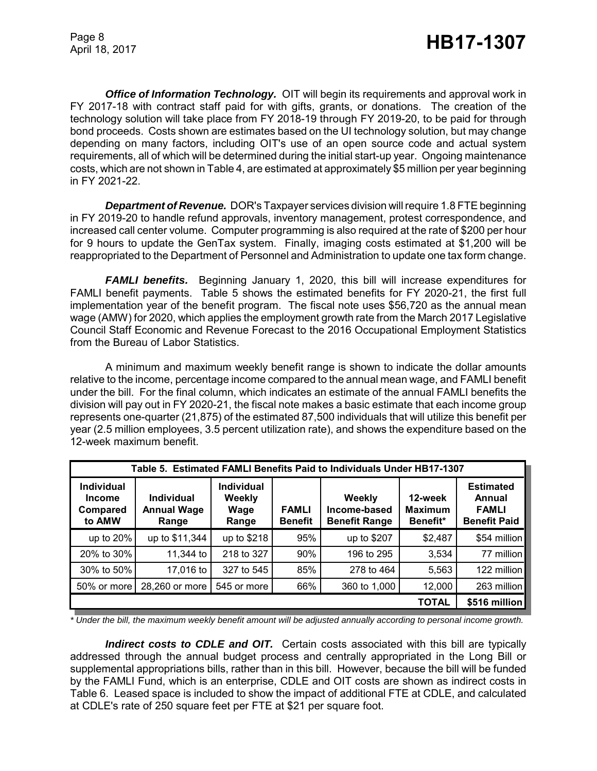***Office of Information Technology.*** OIT will begin its requirements and approval work in FY 2017-18 with contract staff paid for with gifts, grants, or donations. The creation of the technology solution will take place from FY 2018-19 through FY 2019-20, to be paid for through bond proceeds. Costs shown are estimates based on the UI technology solution, but may change depending on many factors, including OIT's use of an open source code and actual system requirements, all of which will be determined during the initial start-up year. Ongoing maintenance costs, which are not shown in Table 4, are estimated at approximately $5 million per year beginning in FY 2021-22.

***Department of Revenue.*** DOR's Taxpayer services division will require 1.8 FTE beginning in FY 2019-20 to handle refund approvals, inventory management, protest correspondence, and increased call center volume. Computer programming is also required at the rate of $200 per hour for 9 hours to update the GenTax system. Finally, imaging costs estimated at $1,200 will be reappropriated to the Department of Personnel and Administration to update one tax form change.

***FAMLI benefits.*** Beginning January 1, 2020, this bill will increase expenditures for FAMLI benefit payments. Table 5 shows the estimated benefits for FY 2020-21, the first full implementation year of the benefit program. The fiscal note uses $56,720 as the annual mean wage (AMW) for 2020, which applies the employment growth rate from the March 2017 Legislative Council Staff Economic and Revenue Forecast to the 2016 Occupational Employment Statistics from the Bureau of Labor Statistics.

A minimum and maximum weekly benefit range is shown to indicate the dollar amounts relative to the income, percentage income compared to the annual mean wage, and FAMLI benefit under the bill. For the final column, which indicates an estimate of the annual FAMLI benefits the division will pay out in FY 2020-21, the fiscal note makes a basic estimate that each income group represents one-quarter (21,875) of the estimated 87,500 individuals that will utilize this benefit per year (2.5 million employees, 3.5 percent utilization rate), and shows the expenditure based on the 12-week maximum benefit.

**Table 5. Estimated FAMLI Benefits Paid to Individuals Under HB17-1307**

| Individual Income Compared to AMW | Individual Annual Wage Range | Individual Weekly Wage Range | FAMLI Benefit | Weekly Income-based Benefit Range | 12-week Maximum Benefit* | Estimated Annual FAMLI Benefit Paid |
|---|---|---|---|---|---|---|
| up to 20% | up to $11,344 | up to $218 | 95% | up to $207 | $2,487 | $54 million |
| 20% to 30% | 11,344 to | 218 to 327 | 90% | 196 to 295 | 3,534 | 77 million |
| 30% to 50% | 17,016 to | 327 to 545 | 85% | 278 to 464 | 5,563 | 122 million |
| 50% or more | 28,260 or more | 545 or more | 66% | 360 to 1,000 | 12,000 | 263 million |
| | | | | | **TOTAL** | **$516 million** |

*\* Under the bill, the maximum weekly benefit amount will be adjusted annually according to personal income growth.*

***Indirect costs to CDLE and OIT.*** Certain costs associated with this bill are typically addressed through the annual budget process and centrally appropriated in the Long Bill or supplemental appropriations bills, rather than in this bill. However, because the bill will be funded by the FAMLI Fund, which is an enterprise, CDLE and OIT costs are shown as indirect costs in Table 6. Leased space is included to show the impact of additional FTE at CDLE, and calculated at CDLE's rate of 250 square feet per FTE at $21 per square foot.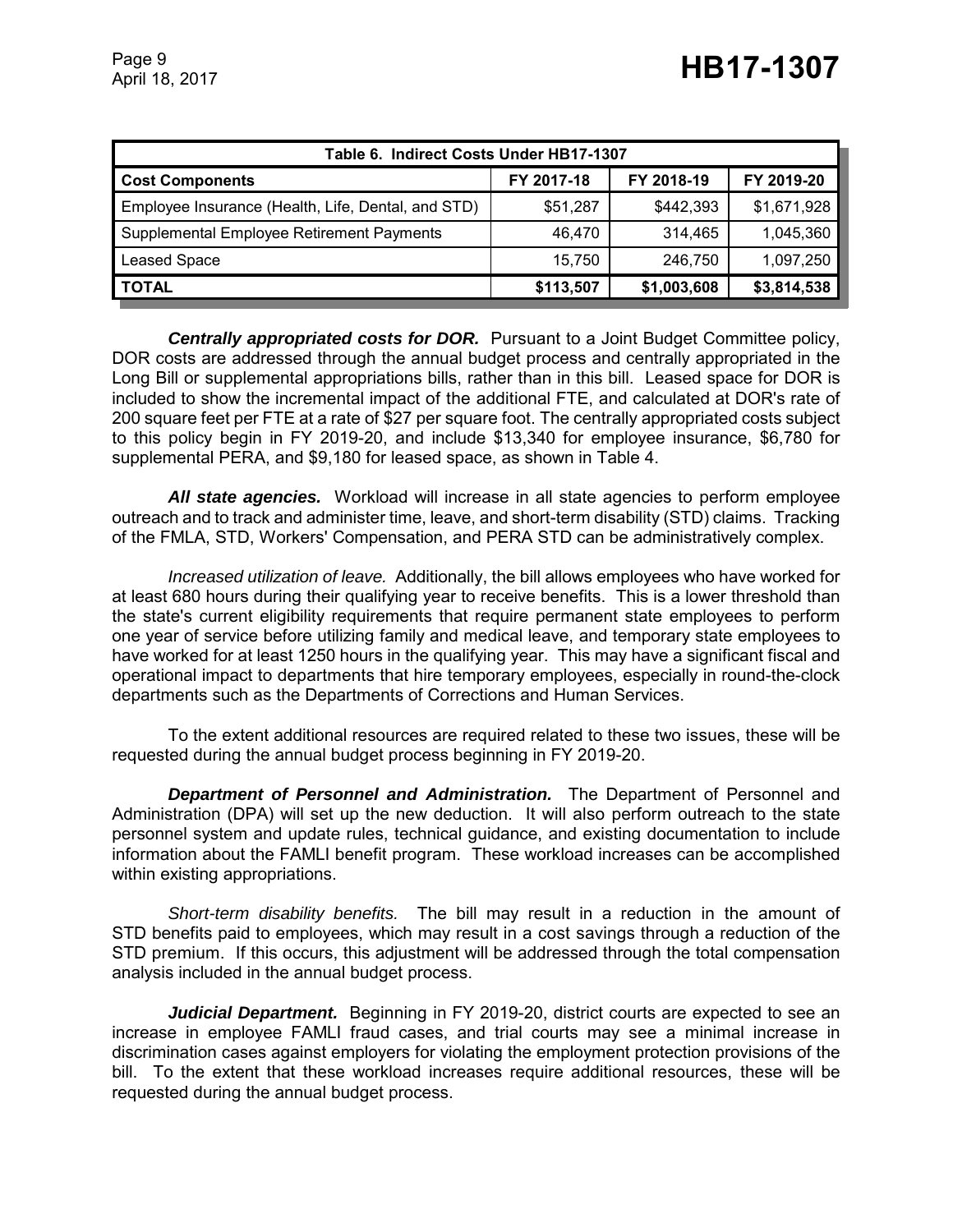| Table 6. Indirect Costs Under HB17-1307 | | | |
| --- | --- | --- | --- |
| **Cost Components** | **FY 2017-18** | **FY 2018-19** | **FY 2019-20** |
| Employee Insurance (Health, Life, Dental, and STD) | $51,287 | $442,393 | $1,671,928 |
| Supplemental Employee Retirement Payments | 46,470 | 314,465 | 1,045,360 |
| Leased Space | 15,750 | 246,750 | 1,097,250 |
| **TOTAL** | **$113,507** | **$1,003,608** | **$3,814,538** |

***Centrally appropriated costs for DOR.*** Pursuant to a Joint Budget Committee policy, DOR costs are addressed through the annual budget process and centrally appropriated in the Long Bill or supplemental appropriations bills, rather than in this bill. Leased space for DOR is included to show the incremental impact of the additional FTE, and calculated at DOR's rate of 200 square feet per FTE at a rate of $27 per square foot. The centrally appropriated costs subject to this policy begin in FY 2019-20, and include $13,340 for employee insurance, $6,780 for supplemental PERA, and $9,180 for leased space, as shown in Table 4.

***All state agencies.*** Workload will increase in all state agencies to perform employee outreach and to track and administer time, leave, and short-term disability (STD) claims. Tracking of the FMLA, STD, Workers' Compensation, and PERA STD can be administratively complex.

*Increased utilization of leave.* Additionally, the bill allows employees who have worked for at least 680 hours during their qualifying year to receive benefits. This is a lower threshold than the state's current eligibility requirements that require permanent state employees to perform one year of service before utilizing family and medical leave, and temporary state employees to have worked for at least 1250 hours in the qualifying year. This may have a significant fiscal and operational impact to departments that hire temporary employees, especially in round-the-clock departments such as the Departments of Corrections and Human Services.

To the extent additional resources are required related to these two issues, these will be requested during the annual budget process beginning in FY 2019-20.

***Department of Personnel and Administration.*** The Department of Personnel and Administration (DPA) will set up the new deduction. It will also perform outreach to the state personnel system and update rules, technical guidance, and existing documentation to include information about the FAMLI benefit program. These workload increases can be accomplished within existing appropriations.

*Short-term disability benefits.* The bill may result in a reduction in the amount of STD benefits paid to employees, which may result in a cost savings through a reduction of the STD premium. If this occurs, this adjustment will be addressed through the total compensation analysis included in the annual budget process.

***Judicial Department.*** Beginning in FY 2019-20, district courts are expected to see an increase in employee FAMLI fraud cases, and trial courts may see a minimal increase in discrimination cases against employers for violating the employment protection provisions of the bill. To the extent that these workload increases require additional resources, these will be requested during the annual budget process.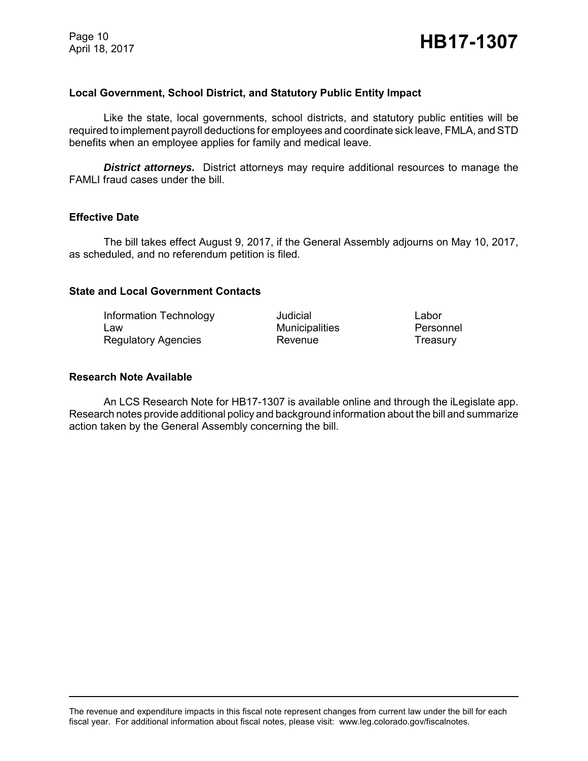### Local Government, School District, and Statutory Public Entity Impact

Like the state, local governments, school districts, and statutory public entities will be required to implement payroll deductions for employees and coordinate sick leave, FMLA, and STD benefits when an employee applies for family and medical leave.

***District attorneys.*** District attorneys may require additional resources to manage the FAMLI fraud cases under the bill.

### Effective Date

The bill takes effect August 9, 2017, if the General Assembly adjourns on May 10, 2017, as scheduled, and no referendum petition is filed.

### State and Local Government Contacts

| | | |
|---|---|---|
| Information Technology | Judicial | Labor |
| Law | Municipalities | Personnel |
| Regulatory Agencies | Revenue | Treasury |

### Research Note Available

An LCS Research Note for HB17-1307 is available online and through the iLegislate app. Research notes provide additional policy and background information about the bill and summarize action taken by the General Assembly concerning the bill.

The revenue and expenditure impacts in this fiscal note represent changes from current law under the bill for each fiscal year. For additional information about fiscal notes, please visit: www.leg.colorado.gov/fiscalnotes.